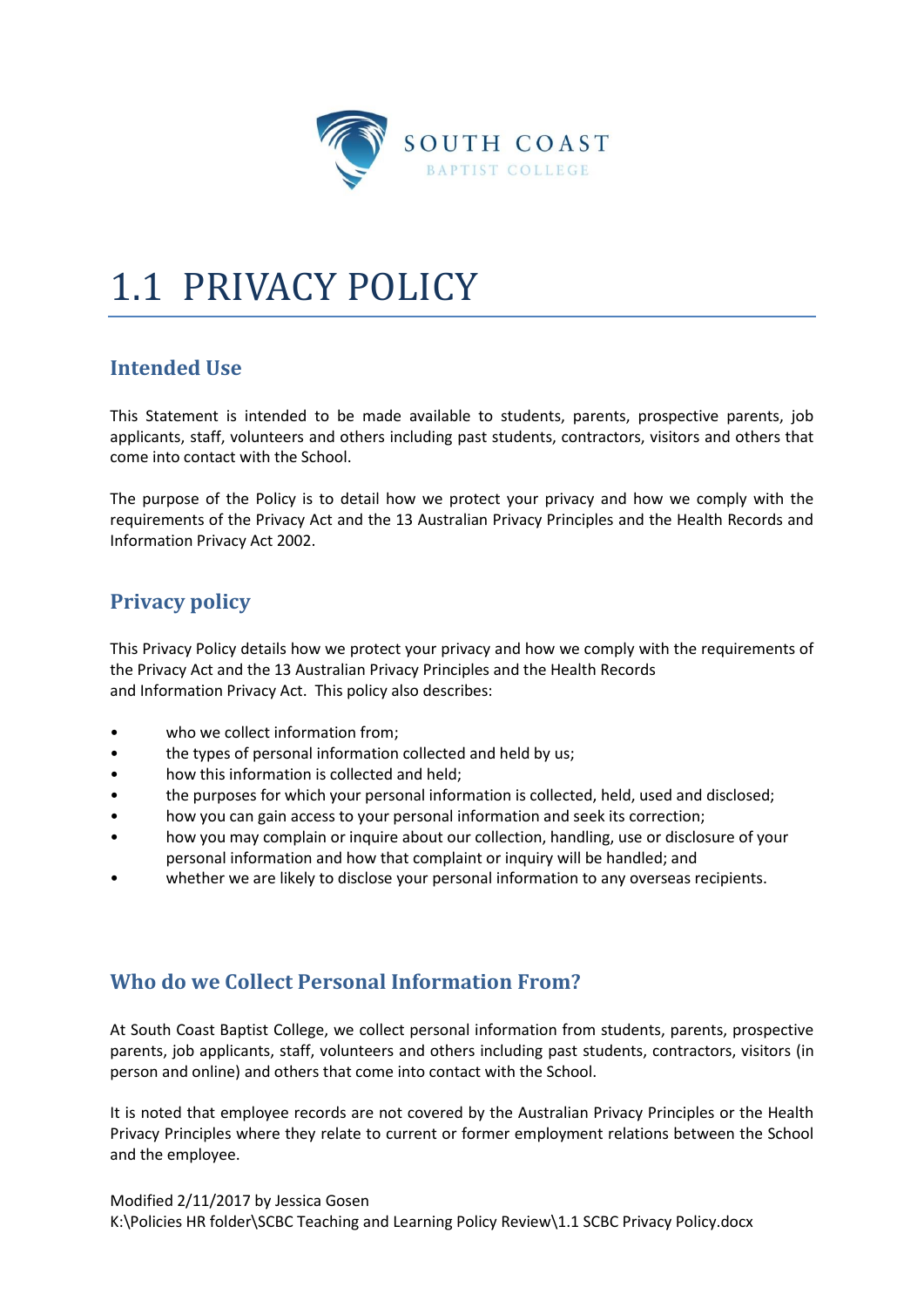SOUTH COAST
BAPTIST COLLEGE

# 1.1 PRIVACY POLICY

## Intended Use

This Statement is intended to be made available to students, parents, prospective parents, job applicants, staff, volunteers and others including past students, contractors, visitors and others that come into contact with the School.

The purpose of the Policy is to detail how we protect your privacy and how we comply with the requirements of the Privacy Act and the 13 Australian Privacy Principles and the Health Records and Information Privacy Act 2002.

## Privacy policy

This Privacy Policy details how we protect your privacy and how we comply with the requirements of the Privacy Act and the 13 Australian Privacy Principles and the Health Records and Information Privacy Act. This policy also describes:

- who we collect information from;
- the types of personal information collected and held by us;
- how this information is collected and held;
- the purposes for which your personal information is collected, held, used and disclosed;
- how you can gain access to your personal information and seek its correction;
- how you may complain or inquire about our collection, handling, use or disclosure of your personal information and how that complaint or inquiry will be handled; and
- whether we are likely to disclose your personal information to any overseas recipients.

## Who do we Collect Personal Information From?

At South Coast Baptist College, we collect personal information from students, parents, prospective parents, job applicants, staff, volunteers and others including past students, contractors, visitors (in person and online) and others that come into contact with the School.

It is noted that employee records are not covered by the Australian Privacy Principles or the Health Privacy Principles where they relate to current or former employment relations between the School and the employee.

Modified 2/11/2017 by Jessica Gosen
K:\Policies HR folder\SCBC Teaching and Learning Policy Review\1.1 SCBC Privacy Policy.docx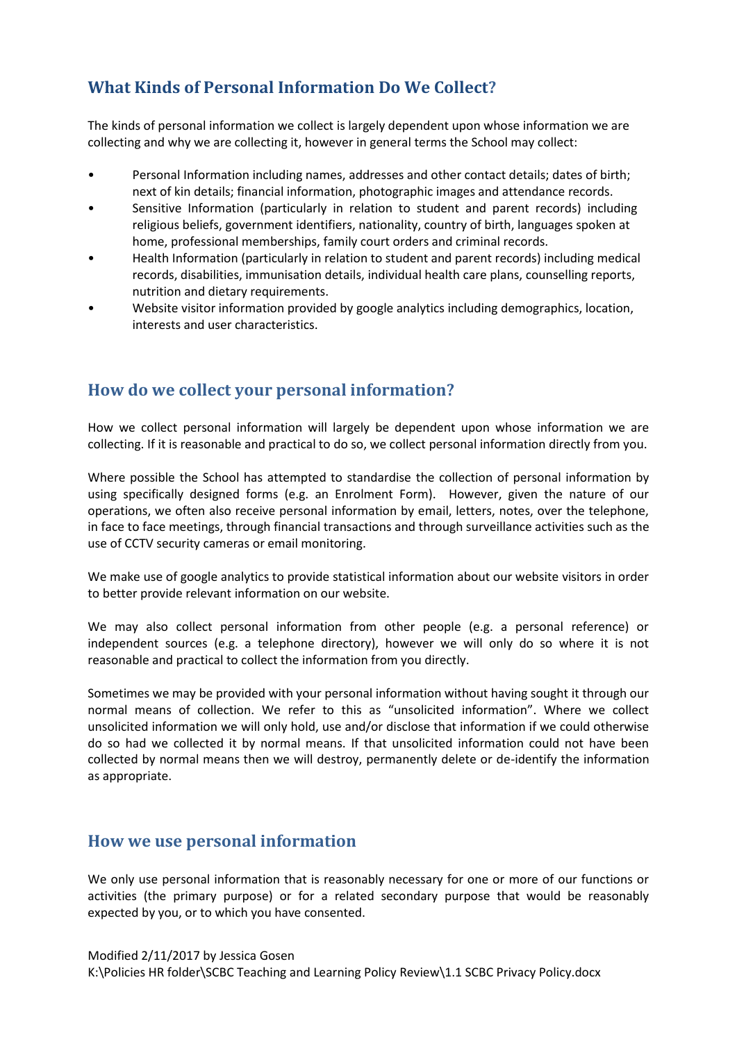## What Kinds of Personal Information Do We Collect?

The kinds of personal information we collect is largely dependent upon whose information we are collecting and why we are collecting it, however in general terms the School may collect:

- Personal Information including names, addresses and other contact details; dates of birth; next of kin details; financial information, photographic images and attendance records.
- Sensitive Information (particularly in relation to student and parent records) including religious beliefs, government identifiers, nationality, country of birth, languages spoken at home, professional memberships, family court orders and criminal records.
- Health Information (particularly in relation to student and parent records) including medical records, disabilities, immunisation details, individual health care plans, counselling reports, nutrition and dietary requirements.
- Website visitor information provided by google analytics including demographics, location, interests and user characteristics.

## How do we collect your personal information?

How we collect personal information will largely be dependent upon whose information we are collecting. If it is reasonable and practical to do so, we collect personal information directly from you.

Where possible the School has attempted to standardise the collection of personal information by using specifically designed forms (e.g. an Enrolment Form). However, given the nature of our operations, we often also receive personal information by email, letters, notes, over the telephone, in face to face meetings, through financial transactions and through surveillance activities such as the use of CCTV security cameras or email monitoring.

We make use of google analytics to provide statistical information about our website visitors in order to better provide relevant information on our website.

We may also collect personal information from other people (e.g. a personal reference) or independent sources (e.g. a telephone directory), however we will only do so where it is not reasonable and practical to collect the information from you directly.

Sometimes we may be provided with your personal information without having sought it through our normal means of collection. We refer to this as "unsolicited information". Where we collect unsolicited information we will only hold, use and/or disclose that information if we could otherwise do so had we collected it by normal means. If that unsolicited information could not have been collected by normal means then we will destroy, permanently delete or de-identify the information as appropriate.

## How we use personal information

We only use personal information that is reasonably necessary for one or more of our functions or activities (the primary purpose) or for a related secondary purpose that would be reasonably expected by you, or to which you have consented.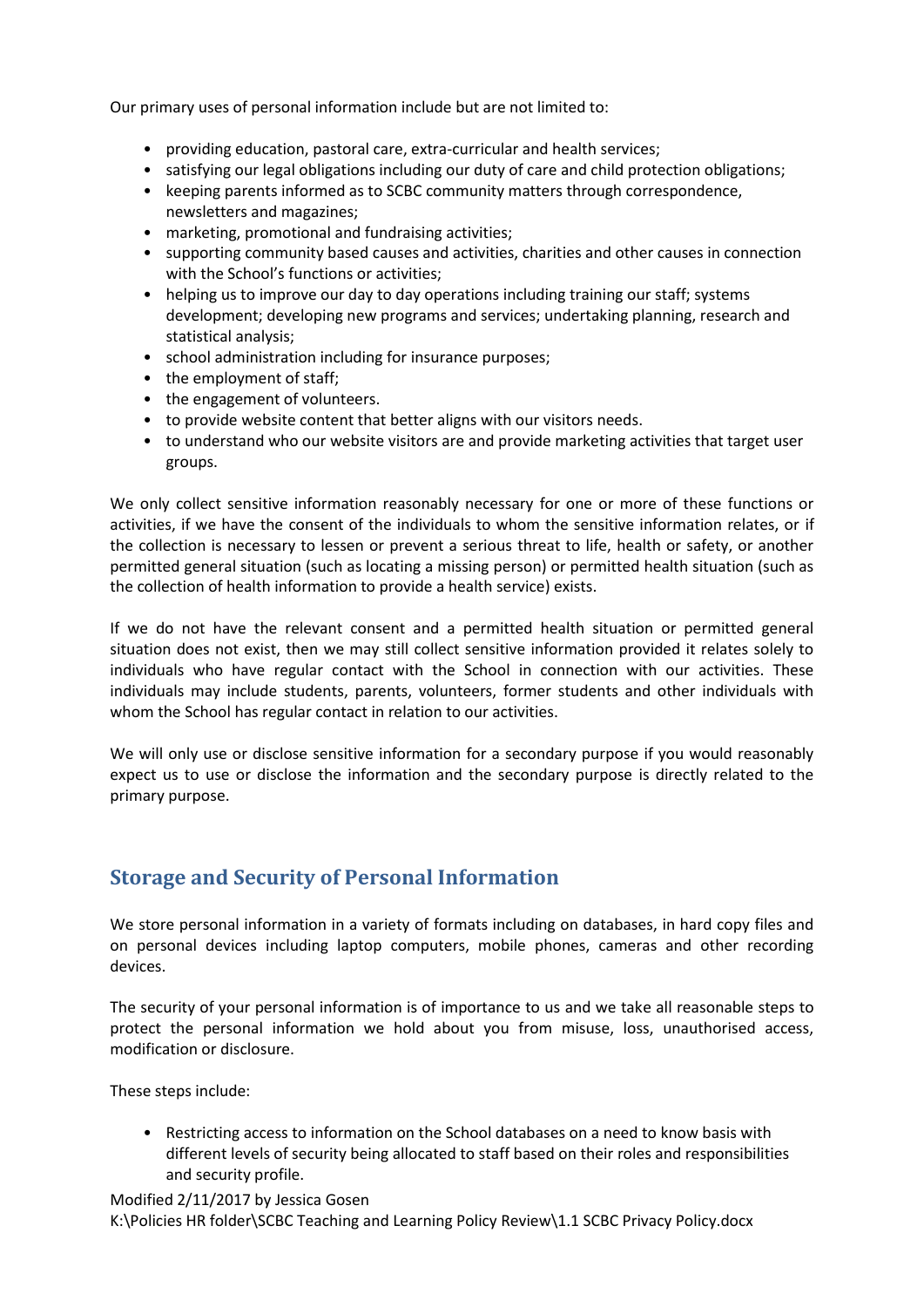Our primary uses of personal information include but are not limited to:

- providing education, pastoral care, extra-curricular and health services;
- satisfying our legal obligations including our duty of care and child protection obligations;
- keeping parents informed as to SCBC community matters through correspondence, newsletters and magazines;
- marketing, promotional and fundraising activities;
- supporting community based causes and activities, charities and other causes in connection with the School's functions or activities;
- helping us to improve our day to day operations including training our staff; systems development; developing new programs and services; undertaking planning, research and statistical analysis;
- school administration including for insurance purposes;
- the employment of staff;
- the engagement of volunteers.
- to provide website content that better aligns with our visitors needs.
- to understand who our website visitors are and provide marketing activities that target user groups.

We only collect sensitive information reasonably necessary for one or more of these functions or activities, if we have the consent of the individuals to whom the sensitive information relates, or if the collection is necessary to lessen or prevent a serious threat to life, health or safety, or another permitted general situation (such as locating a missing person) or permitted health situation (such as the collection of health information to provide a health service) exists.

If we do not have the relevant consent and a permitted health situation or permitted general situation does not exist, then we may still collect sensitive information provided it relates solely to individuals who have regular contact with the School in connection with our activities. These individuals may include students, parents, volunteers, former students and other individuals with whom the School has regular contact in relation to our activities.

We will only use or disclose sensitive information for a secondary purpose if you would reasonably expect us to use or disclose the information and the secondary purpose is directly related to the primary purpose.

## Storage and Security of Personal Information

We store personal information in a variety of formats including on databases, in hard copy files and on personal devices including laptop computers, mobile phones, cameras and other recording devices.

The security of your personal information is of importance to us and we take all reasonable steps to protect the personal information we hold about you from misuse, loss, unauthorised access, modification or disclosure.

These steps include:

- Restricting access to information on the School databases on a need to know basis with different levels of security being allocated to staff based on their roles and responsibilities and security profile.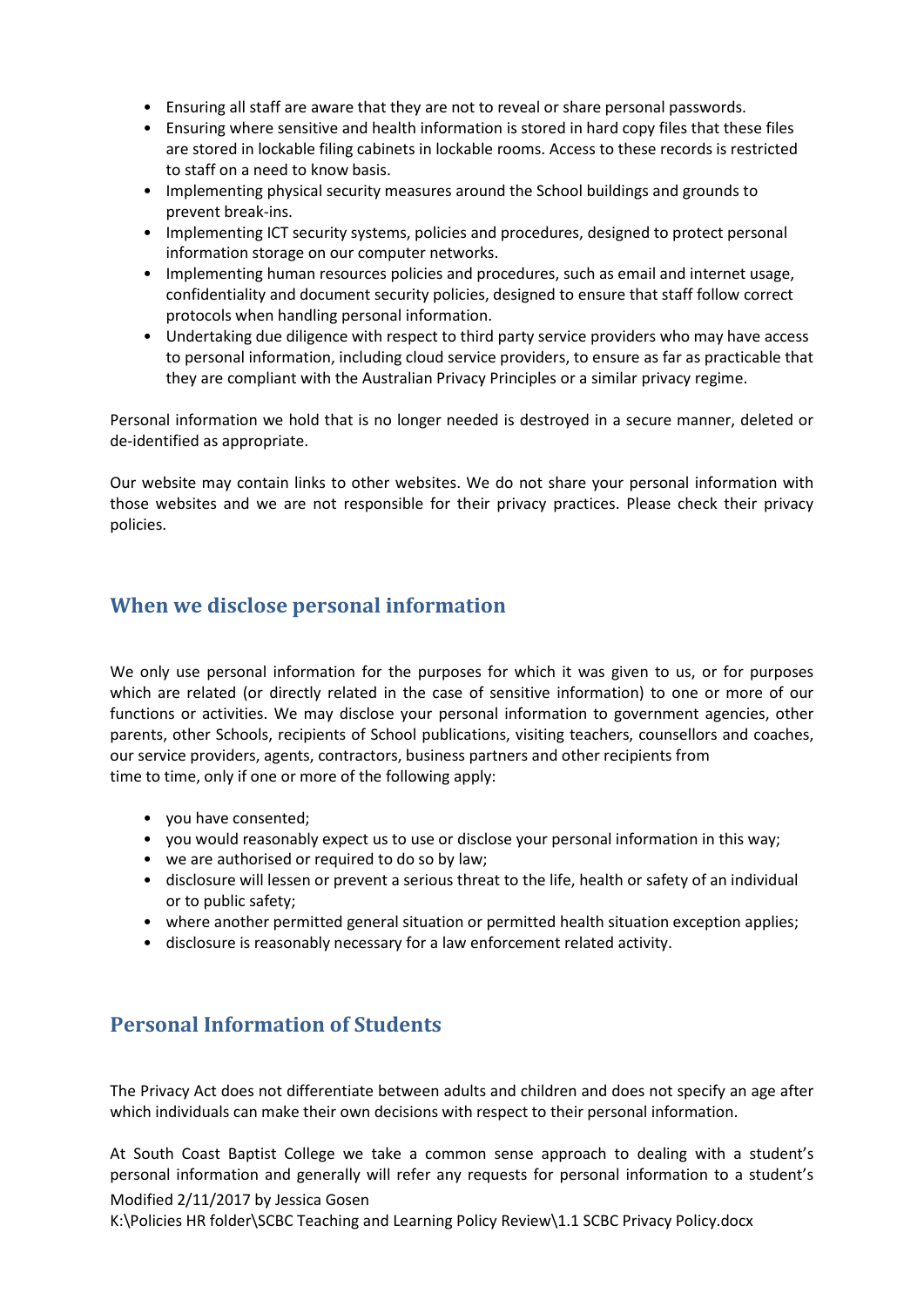- Ensuring all staff are aware that they are not to reveal or share personal passwords.
- Ensuring where sensitive and health information is stored in hard copy files that these files are stored in lockable filing cabinets in lockable rooms. Access to these records is restricted to staff on a need to know basis.
- Implementing physical security measures around the School buildings and grounds to prevent break-ins.
- Implementing ICT security systems, policies and procedures, designed to protect personal information storage on our computer networks.
- Implementing human resources policies and procedures, such as email and internet usage, confidentiality and document security policies, designed to ensure that staff follow correct protocols when handling personal information.
- Undertaking due diligence with respect to third party service providers who may have access to personal information, including cloud service providers, to ensure as far as practicable that they are compliant with the Australian Privacy Principles or a similar privacy regime.

Personal information we hold that is no longer needed is destroyed in a secure manner, deleted or de-identified as appropriate.

Our website may contain links to other websites. We do not share your personal information with those websites and we are not responsible for their privacy practices. Please check their privacy policies.

## When we disclose personal information

We only use personal information for the purposes for which it was given to us, or for purposes which are related (or directly related in the case of sensitive information) to one or more of our functions or activities. We may disclose your personal information to government agencies, other parents, other Schools, recipients of School publications, visiting teachers, counsellors and coaches, our service providers, agents, contractors, business partners and other recipients from time to time, only if one or more of the following apply:

- you have consented;
- you would reasonably expect us to use or disclose your personal information in this way;
- we are authorised or required to do so by law;
- disclosure will lessen or prevent a serious threat to the life, health or safety of an individual or to public safety;
- where another permitted general situation or permitted health situation exception applies;
- disclosure is reasonably necessary for a law enforcement related activity.

## Personal Information of Students

The Privacy Act does not differentiate between adults and children and does not specify an age after which individuals can make their own decisions with respect to their personal information.

At South Coast Baptist College we take a common sense approach to dealing with a student's personal information and generally will refer any requests for personal information to a student's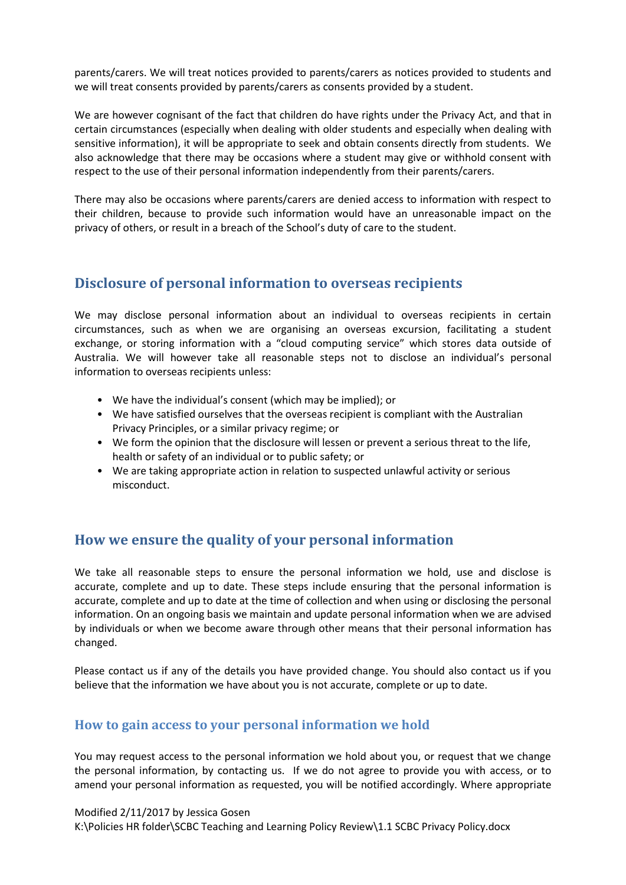parents/carers. We will treat notices provided to parents/carers as notices provided to students and we will treat consents provided by parents/carers as consents provided by a student.

We are however cognisant of the fact that children do have rights under the Privacy Act, and that in certain circumstances (especially when dealing with older students and especially when dealing with sensitive information), it will be appropriate to seek and obtain consents directly from students. We also acknowledge that there may be occasions where a student may give or withhold consent with respect to the use of their personal information independently from their parents/carers.

There may also be occasions where parents/carers are denied access to information with respect to their children, because to provide such information would have an unreasonable impact on the privacy of others, or result in a breach of the School's duty of care to the student.

## Disclosure of personal information to overseas recipients

We may disclose personal information about an individual to overseas recipients in certain circumstances, such as when we are organising an overseas excursion, facilitating a student exchange, or storing information with a "cloud computing service" which stores data outside of Australia. We will however take all reasonable steps not to disclose an individual's personal information to overseas recipients unless:

- We have the individual's consent (which may be implied); or
- We have satisfied ourselves that the overseas recipient is compliant with the Australian Privacy Principles, or a similar privacy regime; or
- We form the opinion that the disclosure will lessen or prevent a serious threat to the life, health or safety of an individual or to public safety; or
- We are taking appropriate action in relation to suspected unlawful activity or serious misconduct.

## How we ensure the quality of your personal information

We take all reasonable steps to ensure the personal information we hold, use and disclose is accurate, complete and up to date. These steps include ensuring that the personal information is accurate, complete and up to date at the time of collection and when using or disclosing the personal information. On an ongoing basis we maintain and update personal information when we are advised by individuals or when we become aware through other means that their personal information has changed.

Please contact us if any of the details you have provided change. You should also contact us if you believe that the information we have about you is not accurate, complete or up to date.

### How to gain access to your personal information we hold

You may request access to the personal information we hold about you, or request that we change the personal information, by contacting us. If we do not agree to provide you with access, or to amend your personal information as requested, you will be notified accordingly. Where appropriate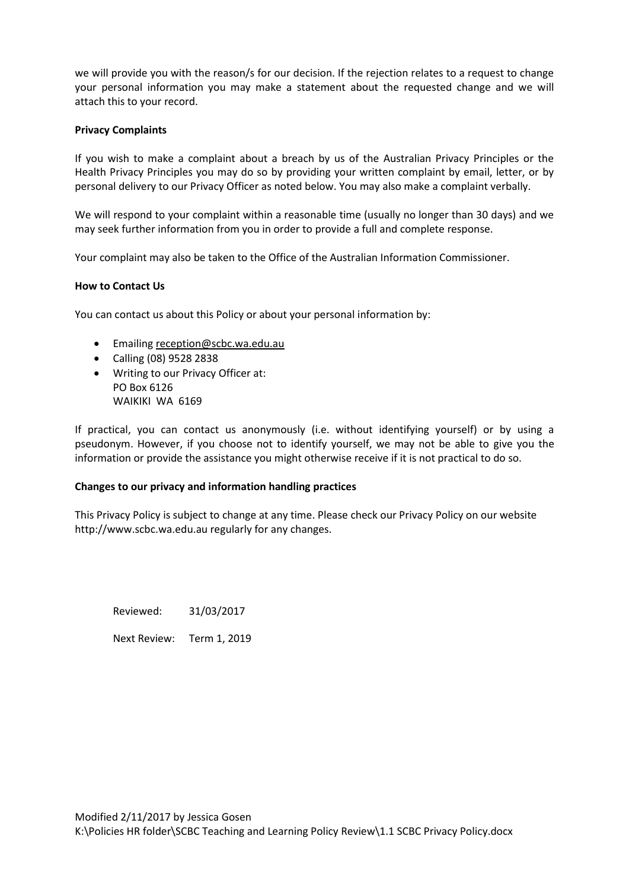we will provide you with the reason/s for our decision. If the rejection relates to a request to change your personal information you may make a statement about the requested change and we will attach this to your record.

**Privacy Complaints**

If you wish to make a complaint about a breach by us of the Australian Privacy Principles or the Health Privacy Principles you may do so by providing your written complaint by email, letter, or by personal delivery to our Privacy Officer as noted below. You may also make a complaint verbally.

We will respond to your complaint within a reasonable time (usually no longer than 30 days) and we may seek further information from you in order to provide a full and complete response.

Your complaint may also be taken to the Office of the Australian Information Commissioner.

**How to Contact Us**

You can contact us about this Policy or about your personal information by:

- Emailing reception@scbc.wa.edu.au
- Calling (08) 9528 2838
- Writing to our Privacy Officer at:
  PO Box 6126
  WAIKIKI WA 6169

If practical, you can contact us anonymously (i.e. without identifying yourself) or by using a pseudonym. However, if you choose not to identify yourself, we may not be able to give you the information or provide the assistance you might otherwise receive if it is not practical to do so.

**Changes to our privacy and information handling practices**

This Privacy Policy is subject to change at any time. Please check our Privacy Policy on our website http://www.scbc.wa.edu.au regularly for any changes.

Reviewed: 31/03/2017

Next Review: Term 1, 2019

Modified 2/11/2017 by Jessica Gosen
K:\Policies HR folder\SCBC Teaching and Learning Policy Review\1.1 SCBC Privacy Policy.docx